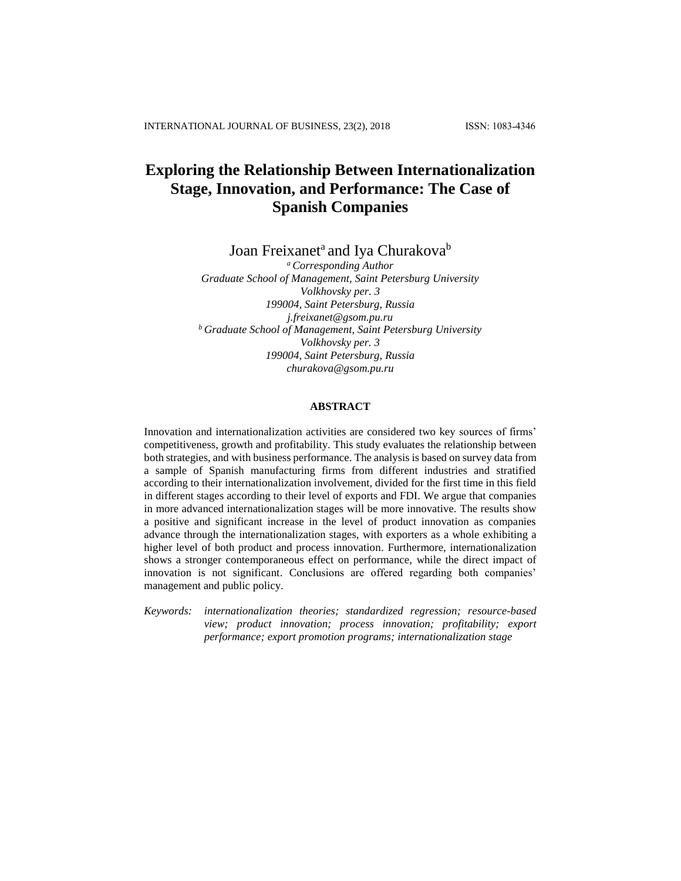# Exploring the Relationship Between Internationalization Stage, Innovation, and Performance: The Case of Spanish Companies

Joan Freixanet[a] and Iya Churakova[b]

*[a] Corresponding Author*
*Graduate School of Management, Saint Petersburg University*
*Volkhovsky per. 3*
*199004, Saint Petersburg, Russia*
*j.freixanet@gsom.pu.ru*
*[b] Graduate School of Management, Saint Petersburg University*
*Volkhovsky per. 3*
*199004, Saint Petersburg, Russia*
*churakova@gsom.pu.ru*

## ABSTRACT

Innovation and internationalization activities are considered two key sources of firms' competitiveness, growth and profitability. This study evaluates the relationship between both strategies, and with business performance. The analysis is based on survey data from a sample of Spanish manufacturing firms from different industries and stratified according to their internationalization involvement, divided for the first time in this field in different stages according to their level of exports and FDI. We argue that companies in more advanced internationalization stages will be more innovative. The results show a positive and significant increase in the level of product innovation as companies advance through the internationalization stages, with exporters as a whole exhibiting a higher level of both product and process innovation. Furthermore, internationalization shows a stronger contemporaneous effect on performance, while the direct impact of innovation is not significant. Conclusions are offered regarding both companies' management and public policy.

*Keywords: internationalization theories; standardized regression; resource-based view; product innovation; process innovation; profitability; export performance; export promotion programs; internationalization stage*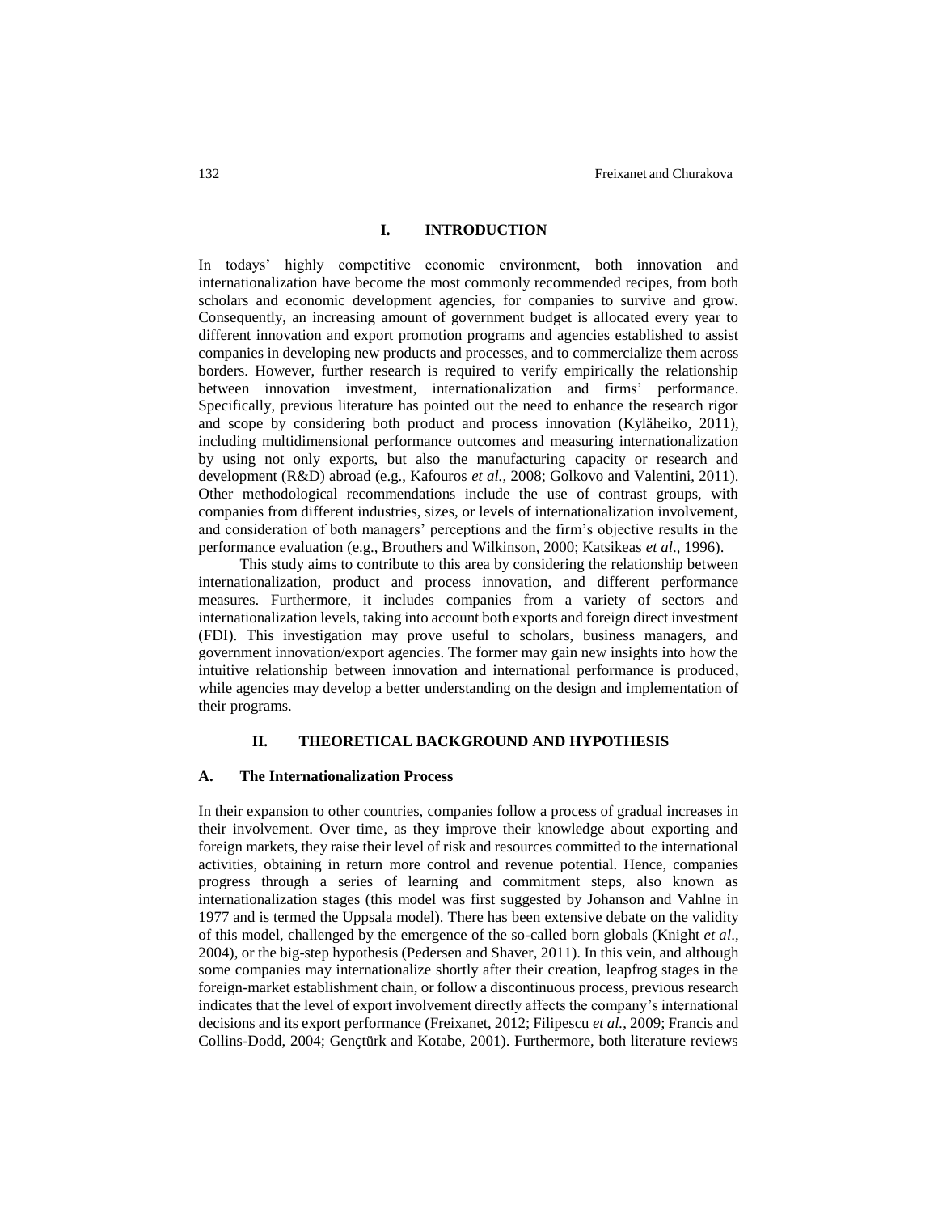## I. INTRODUCTION

In todays' highly competitive economic environment, both innovation and internationalization have become the most commonly recommended recipes, from both scholars and economic development agencies, for companies to survive and grow. Consequently, an increasing amount of government budget is allocated every year to different innovation and export promotion programs and agencies established to assist companies in developing new products and processes, and to commercialize them across borders. However, further research is required to verify empirically the relationship between innovation investment, internationalization and firms' performance. Specifically, previous literature has pointed out the need to enhance the research rigor and scope by considering both product and process innovation (Kyläheiko, 2011), including multidimensional performance outcomes and measuring internationalization by using not only exports, but also the manufacturing capacity or research and development (R&D) abroad (e.g., Kafouros *et al.,* 2008; Golkovo and Valentini, 2011). Other methodological recommendations include the use of contrast groups, with companies from different industries, sizes, or levels of internationalization involvement, and consideration of both managers' perceptions and the firm's objective results in the performance evaluation (e.g., Brouthers and Wilkinson, 2000; Katsikeas *et al*., 1996).

This study aims to contribute to this area by considering the relationship between internationalization, product and process innovation, and different performance measures. Furthermore, it includes companies from a variety of sectors and internationalization levels, taking into account both exports and foreign direct investment (FDI). This investigation may prove useful to scholars, business managers, and government innovation/export agencies. The former may gain new insights into how the intuitive relationship between innovation and international performance is produced, while agencies may develop a better understanding on the design and implementation of their programs.

## II. THEORETICAL BACKGROUND AND HYPOTHESIS

### A. The Internationalization Process

In their expansion to other countries, companies follow a process of gradual increases in their involvement. Over time, as they improve their knowledge about exporting and foreign markets, they raise their level of risk and resources committed to the international activities, obtaining in return more control and revenue potential. Hence, companies progress through a series of learning and commitment steps, also known as internationalization stages (this model was first suggested by Johanson and Vahlne in 1977 and is termed the Uppsala model). There has been extensive debate on the validity of this model, challenged by the emergence of the so-called born globals (Knight *et al*., 2004), or the big-step hypothesis (Pedersen and Shaver, 2011). In this vein, and although some companies may internationalize shortly after their creation, leapfrog stages in the foreign-market establishment chain, or follow a discontinuous process, previous research indicates that the level of export involvement directly affects the company's international decisions and its export performance (Freixanet, 2012; Filipescu *et al.*, 2009; Francis and Collins-Dodd, 2004; Gençtürk and Kotabe, 2001). Furthermore, both literature reviews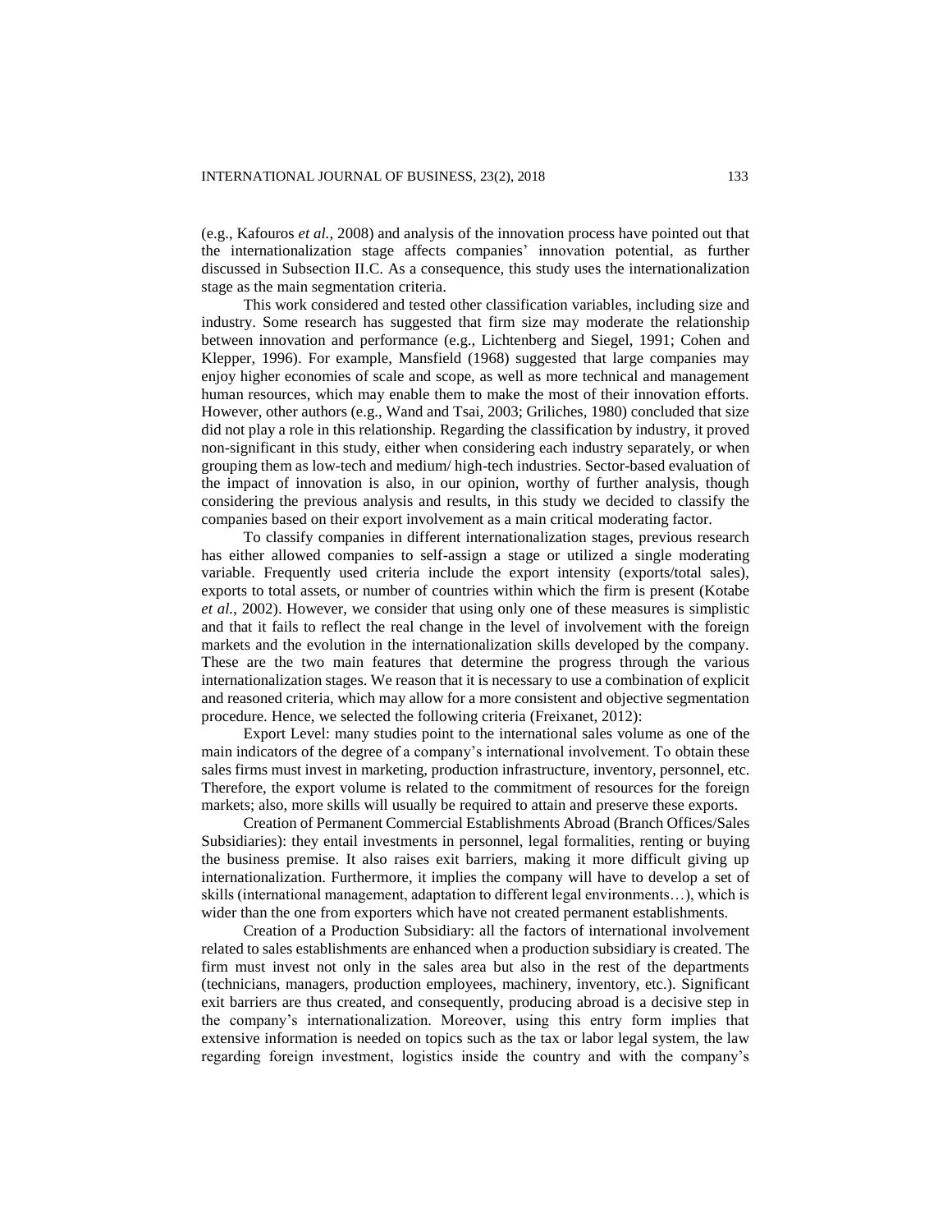(e.g., Kafouros *et al.,* 2008) and analysis of the innovation process have pointed out that the internationalization stage affects companies' innovation potential, as further discussed in Subsection II.C. As a consequence, this study uses the internationalization stage as the main segmentation criteria.

This work considered and tested other classification variables, including size and industry. Some research has suggested that firm size may moderate the relationship between innovation and performance (e.g., Lichtenberg and Siegel, 1991; Cohen and Klepper, 1996). For example, Mansfield (1968) suggested that large companies may enjoy higher economies of scale and scope, as well as more technical and management human resources, which may enable them to make the most of their innovation efforts. However, other authors (e.g., Wand and Tsai, 2003; Griliches, 1980) concluded that size did not play a role in this relationship. Regarding the classification by industry, it proved non-significant in this study, either when considering each industry separately, or when grouping them as low-tech and medium/ high-tech industries. Sector-based evaluation of the impact of innovation is also, in our opinion, worthy of further analysis, though considering the previous analysis and results, in this study we decided to classify the companies based on their export involvement as a main critical moderating factor.

To classify companies in different internationalization stages, previous research has either allowed companies to self-assign a stage or utilized a single moderating variable. Frequently used criteria include the export intensity (exports/total sales), exports to total assets, or number of countries within which the firm is present (Kotabe *et al.*, 2002). However, we consider that using only one of these measures is simplistic and that it fails to reflect the real change in the level of involvement with the foreign markets and the evolution in the internationalization skills developed by the company. These are the two main features that determine the progress through the various internationalization stages. We reason that it is necessary to use a combination of explicit and reasoned criteria, which may allow for a more consistent and objective segmentation procedure. Hence, we selected the following criteria (Freixanet, 2012):

Export Level: many studies point to the international sales volume as one of the main indicators of the degree of a company's international involvement. To obtain these sales firms must invest in marketing, production infrastructure, inventory, personnel, etc. Therefore, the export volume is related to the commitment of resources for the foreign markets; also, more skills will usually be required to attain and preserve these exports.

Creation of Permanent Commercial Establishments Abroad (Branch Offices/Sales Subsidiaries): they entail investments in personnel, legal formalities, renting or buying the business premise. It also raises exit barriers, making it more difficult giving up internationalization. Furthermore, it implies the company will have to develop a set of skills (international management, adaptation to different legal environments…), which is wider than the one from exporters which have not created permanent establishments.

Creation of a Production Subsidiary: all the factors of international involvement related to sales establishments are enhanced when a production subsidiary is created. The firm must invest not only in the sales area but also in the rest of the departments (technicians, managers, production employees, machinery, inventory, etc.). Significant exit barriers are thus created, and consequently, producing abroad is a decisive step in the company's internationalization. Moreover, using this entry form implies that extensive information is needed on topics such as the tax or labor legal system, the law regarding foreign investment, logistics inside the country and with the company's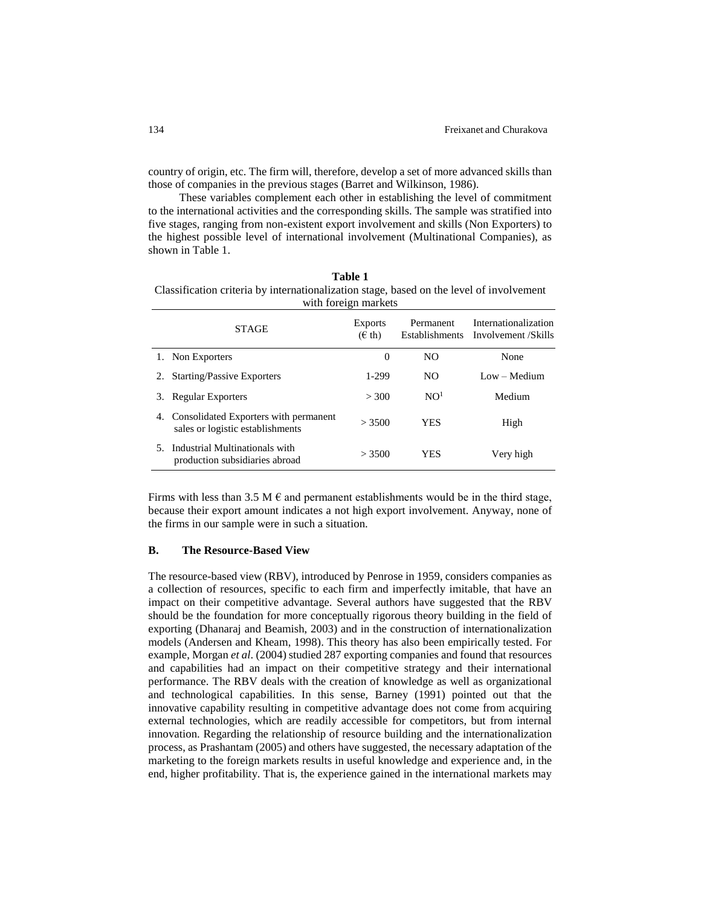country of origin, etc. The firm will, therefore, develop a set of more advanced skills than those of companies in the previous stages (Barret and Wilkinson, 1986).

These variables complement each other in establishing the level of commitment to the international activities and the corresponding skills. The sample was stratified into five stages, ranging from non-existent export involvement and skills (Non Exporters) to the highest possible level of international involvement (Multinational Companies), as shown in Table 1.

**Table 1**

Classification criteria by internationalization stage, based on the level of involvement with foreign markets

| STAGE | Exports (€ th) | Permanent Establishments | Internationalization Involvement /Skills |
|---|---|---|---|
| 1. Non Exporters | 0 | NO | None |
| 2. Starting/Passive Exporters | 1-299 | NO | Low – Medium |
| 3. Regular Exporters | > 300 | NO[1] | Medium |
| 4. Consolidated Exporters with permanent sales or logistic establishments | > 3500 | YES | High |
| 5. Industrial Multinationals with production subsidiaries abroad | > 3500 | YES | Very high |

Firms with less than 3.5 M € and permanent establishments would be in the third stage, because their export amount indicates a not high export involvement. Anyway, none of the firms in our sample were in such a situation.

### B. The Resource-Based View

The resource-based view (RBV), introduced by Penrose in 1959, considers companies as a collection of resources, specific to each firm and imperfectly imitable, that have an impact on their competitive advantage. Several authors have suggested that the RBV should be the foundation for more conceptually rigorous theory building in the field of exporting (Dhanaraj and Beamish, 2003) and in the construction of internationalization models (Andersen and Kheam, 1998). This theory has also been empirically tested. For example, Morgan *et al*. (2004) studied 287 exporting companies and found that resources and capabilities had an impact on their competitive strategy and their international performance. The RBV deals with the creation of knowledge as well as organizational and technological capabilities. In this sense, Barney (1991) pointed out that the innovative capability resulting in competitive advantage does not come from acquiring external technologies, which are readily accessible for competitors, but from internal innovation. Regarding the relationship of resource building and the internationalization process, as Prashantam (2005) and others have suggested, the necessary adaptation of the marketing to the foreign markets results in useful knowledge and experience and, in the end, higher profitability. That is, the experience gained in the international markets may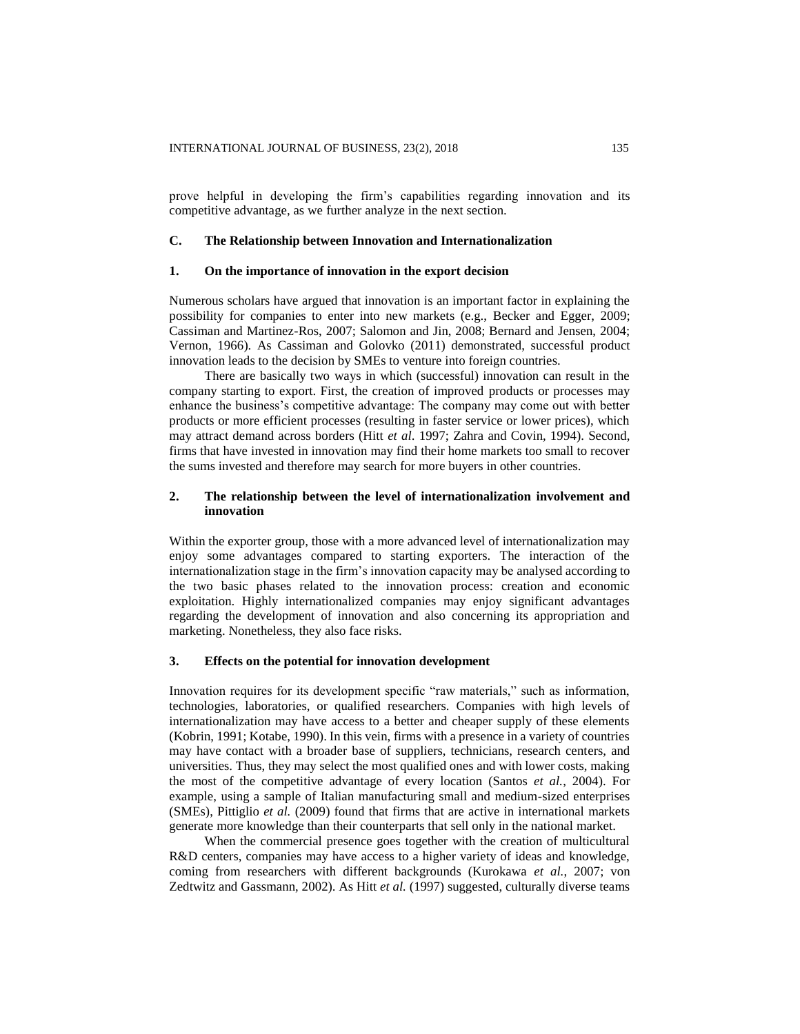prove helpful in developing the firm's capabilities regarding innovation and its competitive advantage, as we further analyze in the next section.

## C. The Relationship between Innovation and Internationalization

### 1. On the importance of innovation in the export decision

Numerous scholars have argued that innovation is an important factor in explaining the possibility for companies to enter into new markets (e.g., Becker and Egger, 2009; Cassiman and Martinez-Ros, 2007; Salomon and Jin, 2008; Bernard and Jensen, 2004; Vernon, 1966). As Cassiman and Golovko (2011) demonstrated, successful product innovation leads to the decision by SMEs to venture into foreign countries.

There are basically two ways in which (successful) innovation can result in the company starting to export. First, the creation of improved products or processes may enhance the business's competitive advantage: The company may come out with better products or more efficient processes (resulting in faster service or lower prices), which may attract demand across borders (Hitt *et al*. 1997; Zahra and Covin, 1994). Second, firms that have invested in innovation may find their home markets too small to recover the sums invested and therefore may search for more buyers in other countries.

### 2. The relationship between the level of internationalization involvement and innovation

Within the exporter group, those with a more advanced level of internationalization may enjoy some advantages compared to starting exporters. The interaction of the internationalization stage in the firm's innovation capacity may be analysed according to the two basic phases related to the innovation process: creation and economic exploitation. Highly internationalized companies may enjoy significant advantages regarding the development of innovation and also concerning its appropriation and marketing. Nonetheless, they also face risks.

### 3. Effects on the potential for innovation development

Innovation requires for its development specific "raw materials," such as information, technologies, laboratories, or qualified researchers. Companies with high levels of internationalization may have access to a better and cheaper supply of these elements (Kobrin, 1991; Kotabe, 1990). In this vein, firms with a presence in a variety of countries may have contact with a broader base of suppliers, technicians, research centers, and universities. Thus, they may select the most qualified ones and with lower costs, making the most of the competitive advantage of every location (Santos *et al.*, 2004). For example, using a sample of Italian manufacturing small and medium-sized enterprises (SMEs), Pittiglio *et al.* (2009) found that firms that are active in international markets generate more knowledge than their counterparts that sell only in the national market.

When the commercial presence goes together with the creation of multicultural R&D centers, companies may have access to a higher variety of ideas and knowledge, coming from researchers with different backgrounds (Kurokawa *et al.*, 2007; von Zedtwitz and Gassmann, 2002). As Hitt *et al.* (1997) suggested, culturally diverse teams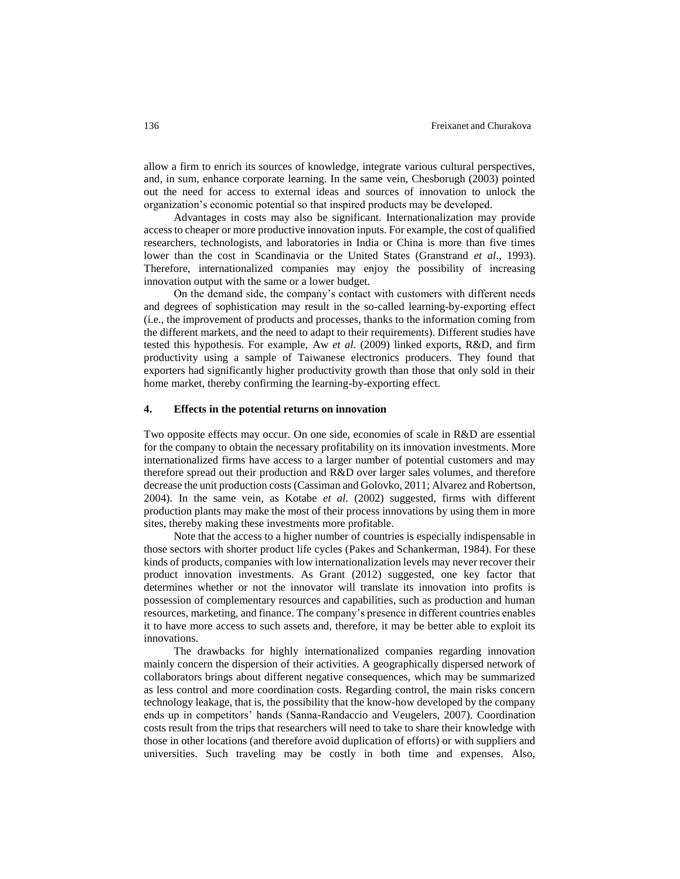allow a firm to enrich its sources of knowledge, integrate various cultural perspectives, and, in sum, enhance corporate learning. In the same vein, Chesborugh (2003) pointed out the need for access to external ideas and sources of innovation to unlock the organization's economic potential so that inspired products may be developed.

Advantages in costs may also be significant. Internationalization may provide access to cheaper or more productive innovation inputs. For example, the cost of qualified researchers, technologists, and laboratories in India or China is more than five times lower than the cost in Scandinavia or the United States (Granstrand *et al*., 1993). Therefore, internationalized companies may enjoy the possibility of increasing innovation output with the same or a lower budget.

On the demand side, the company's contact with customers with different needs and degrees of sophistication may result in the so-called learning-by-exporting effect (i.e., the improvement of products and processes, thanks to the information coming from the different markets, and the need to adapt to their requirements). Different studies have tested this hypothesis. For example, Aw *et al.* (2009) linked exports, R&D, and firm productivity using a sample of Taiwanese electronics producers. They found that exporters had significantly higher productivity growth than those that only sold in their home market, thereby confirming the learning-by-exporting effect.

## 4. Effects in the potential returns on innovation

Two opposite effects may occur. On one side, economies of scale in R&D are essential for the company to obtain the necessary profitability on its innovation investments. More internationalized firms have access to a larger number of potential customers and may therefore spread out their production and R&D over larger sales volumes, and therefore decrease the unit production costs (Cassiman and Golovko, 2011; Alvarez and Robertson, 2004). In the same vein, as Kotabe *et al.* (2002) suggested, firms with different production plants may make the most of their process innovations by using them in more sites, thereby making these investments more profitable.

Note that the access to a higher number of countries is especially indispensable in those sectors with shorter product life cycles (Pakes and Schankerman, 1984). For these kinds of products, companies with low internationalization levels may never recover their product innovation investments. As Grant (2012) suggested, one key factor that determines whether or not the innovator will translate its innovation into profits is possession of complementary resources and capabilities, such as production and human resources, marketing, and finance. The company's presence in different countries enables it to have more access to such assets and, therefore, it may be better able to exploit its innovations.

The drawbacks for highly internationalized companies regarding innovation mainly concern the dispersion of their activities. A geographically dispersed network of collaborators brings about different negative consequences, which may be summarized as less control and more coordination costs. Regarding control, the main risks concern technology leakage, that is, the possibility that the know-how developed by the company ends up in competitors' hands (Sanna-Randaccio and Veugelers, 2007). Coordination costs result from the trips that researchers will need to take to share their knowledge with those in other locations (and therefore avoid duplication of efforts) or with suppliers and universities. Such traveling may be costly in both time and expenses. Also,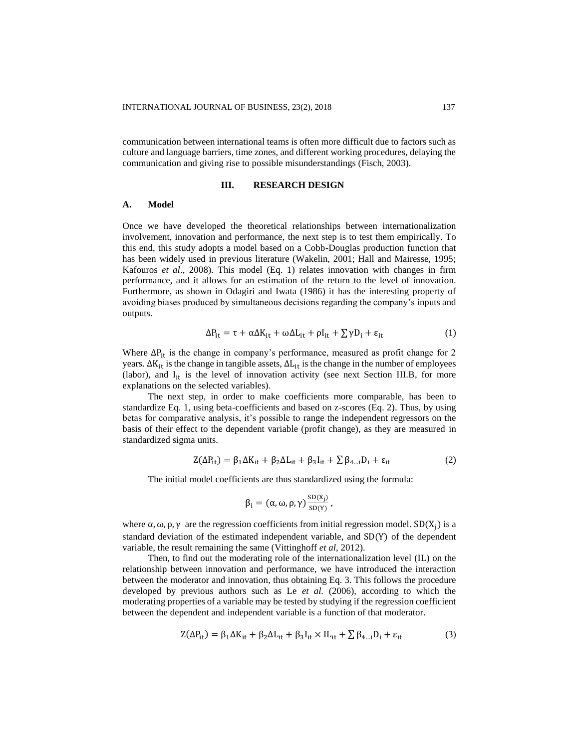communication between international teams is often more difficult due to factors such as culture and language barriers, time zones, and different working procedures, delaying the communication and giving rise to possible misunderstandings (Fisch, 2003).

## III. RESEARCH DESIGN

### A. Model

Once we have developed the theoretical relationships between internationalization involvement, innovation and performance, the next step is to test them empirically. To this end, this study adopts a model based on a Cobb-Douglas production function that has been widely used in previous literature (Wakelin, 2001; Hall and Mairesse, 1995; Kafouros *et al*., 2008). This model (Eq. 1) relates innovation with changes in firm performance, and it allows for an estimation of the return to the level of innovation. Furthermore, as shown in Odagiri and Iwata (1986) it has the interesting property of avoiding biases produced by simultaneous decisions regarding the company's inputs and outputs.

$$\Delta P_{it} = \tau + \alpha \Delta K_{it} + \omega \Delta L_{it} + \rho I_{it} + \sum \gamma D_i + \varepsilon_{it} \tag{1}$$

Where $\Delta P_{it}$ is the change in company's performance, measured as profit change for 2 years. $\Delta K_{it}$ is the change in tangible assets, $\Delta L_{it}$ is the change in the number of employees (labor), and $I_{it}$ is the level of innovation activity (see next Section III.B, for more explanations on the selected variables).

The next step, in order to make coefficients more comparable, has been to standardize Eq. 1, using beta-coefficients and based on z-scores (Eq. 2). Thus, by using betas for comparative analysis, it's possible to range the independent regressors on the basis of their effect to the dependent variable (profit change), as they are measured in standardized sigma units.

$$Z(\Delta P_{it}) = \beta_1 \Delta K_{it} + \beta_2 \Delta L_{it} + \beta_3 I_{it} + \sum \beta_{4\ldots i} D_i + \varepsilon_{it} \tag{2}$$

The initial model coefficients are thus standardized using the formula:

$$\beta_i = (\alpha, \omega, \rho, \gamma) \frac{SD(X_j)}{SD(Y)},$$

where $\alpha, \omega, \rho, \gamma$ are the regression coefficients from initial regression model. $SD(X_j)$ is a standard deviation of the estimated independent variable, and $SD(Y)$ of the dependent variable, the result remaining the same (Vittinghoff *et al*, 2012).

Then, to find out the moderating role of the internationalization level (IL) on the relationship between innovation and performance, we have introduced the interaction between the moderator and innovation, thus obtaining Eq. 3. This follows the procedure developed by previous authors such as Le *et al.* (2006), according to which the moderating properties of a variable may be tested by studying if the regression coefficient between the dependent and independent variable is a function of that moderator.

$$Z(\Delta P_{it}) = \beta_1 \Delta K_{it} + \beta_2 \Delta L_{it} + \beta_3 I_{it} \times IL_{it} + \sum \beta_{4\ldots i} D_i + \varepsilon_{it} \tag{3}$$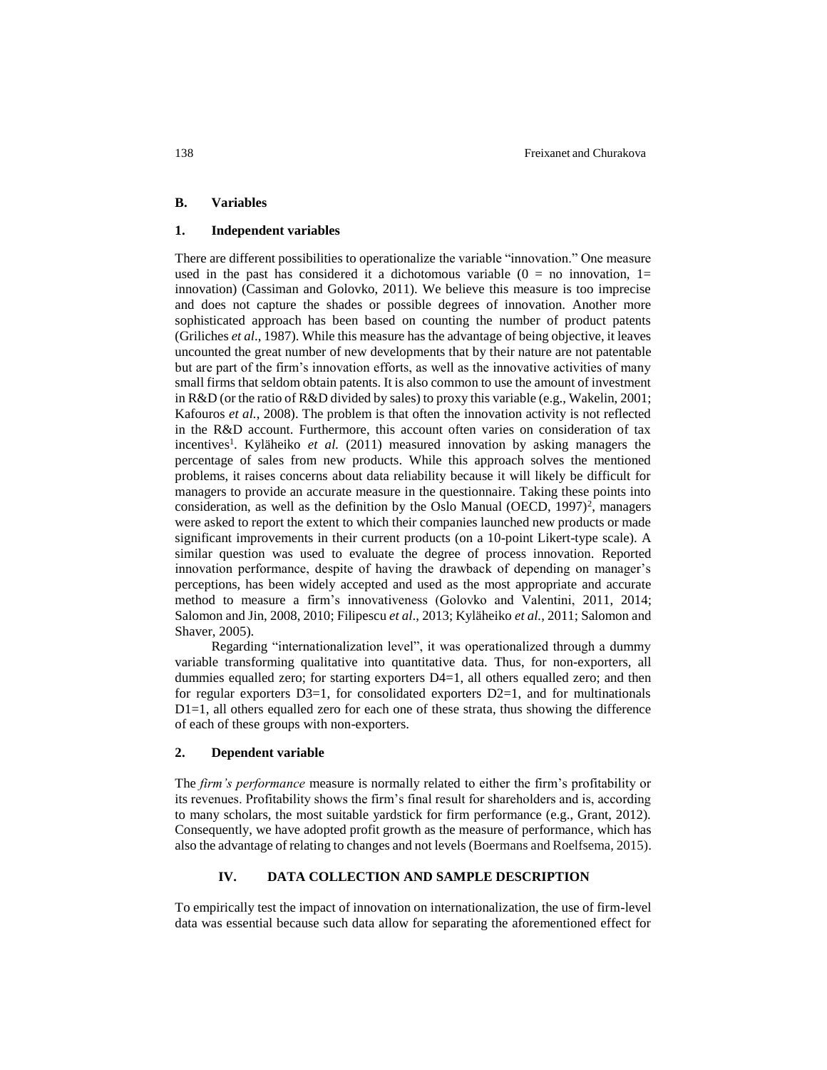### B. Variables

#### 1. Independent variables

There are different possibilities to operationalize the variable "innovation." One measure used in the past has considered it a dichotomous variable (0 = no innovation, 1= innovation) (Cassiman and Golovko, 2011). We believe this measure is too imprecise and does not capture the shades or possible degrees of innovation. Another more sophisticated approach has been based on counting the number of product patents (Griliches *et al*., 1987). While this measure has the advantage of being objective, it leaves uncounted the great number of new developments that by their nature are not patentable but are part of the firm's innovation efforts, as well as the innovative activities of many small firms that seldom obtain patents. It is also common to use the amount of investment in R&D (or the ratio of R&D divided by sales) to proxy this variable (e.g., Wakelin, 2001; Kafouros *et al.*, 2008). The problem is that often the innovation activity is not reflected in the R&D account. Furthermore, this account often varies on consideration of tax incentives[1]. Kyläheiko *et al.* (2011) measured innovation by asking managers the percentage of sales from new products. While this approach solves the mentioned problems, it raises concerns about data reliability because it will likely be difficult for managers to provide an accurate measure in the questionnaire. Taking these points into consideration, as well as the definition by the Oslo Manual (OECD, 1997)[2], managers were asked to report the extent to which their companies launched new products or made significant improvements in their current products (on a 10-point Likert-type scale). A similar question was used to evaluate the degree of process innovation. Reported innovation performance, despite of having the drawback of depending on manager's perceptions, has been widely accepted and used as the most appropriate and accurate method to measure a firm's innovativeness (Golovko and Valentini, 2011, 2014; Salomon and Jin, 2008, 2010; Filipescu *et al*., 2013; Kyläheiko *et al.*, 2011; Salomon and Shaver, 2005).

Regarding "internationalization level", it was operationalized through a dummy variable transforming qualitative into quantitative data. Thus, for non-exporters, all dummies equalled zero; for starting exporters D4=1, all others equalled zero; and then for regular exporters D3=1, for consolidated exporters D2=1, and for multinationals D1=1, all others equalled zero for each one of these strata, thus showing the difference of each of these groups with non-exporters.

#### 2. Dependent variable

The *firm's performance* measure is normally related to either the firm's profitability or its revenues. Profitability shows the firm's final result for shareholders and is, according to many scholars, the most suitable yardstick for firm performance (e.g., Grant, 2012). Consequently, we have adopted profit growth as the measure of performance, which has also the advantage of relating to changes and not levels (Boermans and Roelfsema, 2015).

## IV. DATA COLLECTION AND SAMPLE DESCRIPTION

To empirically test the impact of innovation on internationalization, the use of firm-level data was essential because such data allow for separating the aforementioned effect for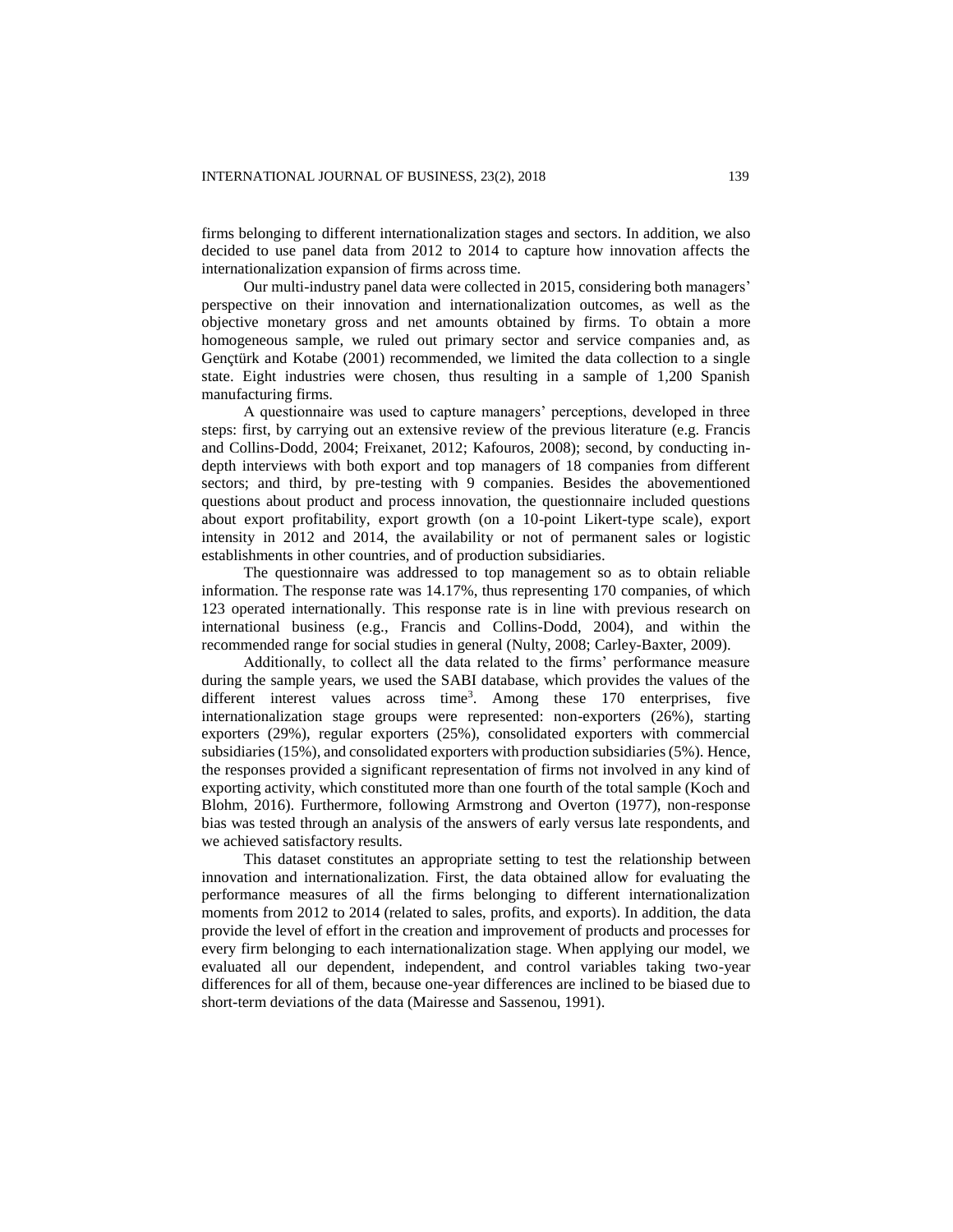firms belonging to different internationalization stages and sectors. In addition, we also decided to use panel data from 2012 to 2014 to capture how innovation affects the internationalization expansion of firms across time.

Our multi-industry panel data were collected in 2015, considering both managers' perspective on their innovation and internationalization outcomes, as well as the objective monetary gross and net amounts obtained by firms. To obtain a more homogeneous sample, we ruled out primary sector and service companies and, as Gençtürk and Kotabe (2001) recommended, we limited the data collection to a single state. Eight industries were chosen, thus resulting in a sample of 1,200 Spanish manufacturing firms.

A questionnaire was used to capture managers' perceptions, developed in three steps: first, by carrying out an extensive review of the previous literature (e.g. Francis and Collins-Dodd, 2004; Freixanet, 2012; Kafouros, 2008); second, by conducting in-depth interviews with both export and top managers of 18 companies from different sectors; and third, by pre-testing with 9 companies. Besides the abovementioned questions about product and process innovation, the questionnaire included questions about export profitability, export growth (on a 10-point Likert-type scale), export intensity in 2012 and 2014, the availability or not of permanent sales or logistic establishments in other countries, and of production subsidiaries.

The questionnaire was addressed to top management so as to obtain reliable information. The response rate was 14.17%, thus representing 170 companies, of which 123 operated internationally. This response rate is in line with previous research on international business (e.g., Francis and Collins-Dodd, 2004), and within the recommended range for social studies in general (Nulty, 2008; Carley-Baxter, 2009).

Additionally, to collect all the data related to the firms' performance measure during the sample years, we used the SABI database, which provides the values of the different interest values across time[3]. Among these 170 enterprises, five internationalization stage groups were represented: non-exporters (26%), starting exporters (29%), regular exporters (25%), consolidated exporters with commercial subsidiaries (15%), and consolidated exporters with production subsidiaries (5%). Hence, the responses provided a significant representation of firms not involved in any kind of exporting activity, which constituted more than one fourth of the total sample (Koch and Blohm, 2016). Furthermore, following Armstrong and Overton (1977), non-response bias was tested through an analysis of the answers of early versus late respondents, and we achieved satisfactory results.

This dataset constitutes an appropriate setting to test the relationship between innovation and internationalization. First, the data obtained allow for evaluating the performance measures of all the firms belonging to different internationalization moments from 2012 to 2014 (related to sales, profits, and exports). In addition, the data provide the level of effort in the creation and improvement of products and processes for every firm belonging to each internationalization stage. When applying our model, we evaluated all our dependent, independent, and control variables taking two-year differences for all of them, because one-year differences are inclined to be biased due to short-term deviations of the data (Mairesse and Sassenou, 1991).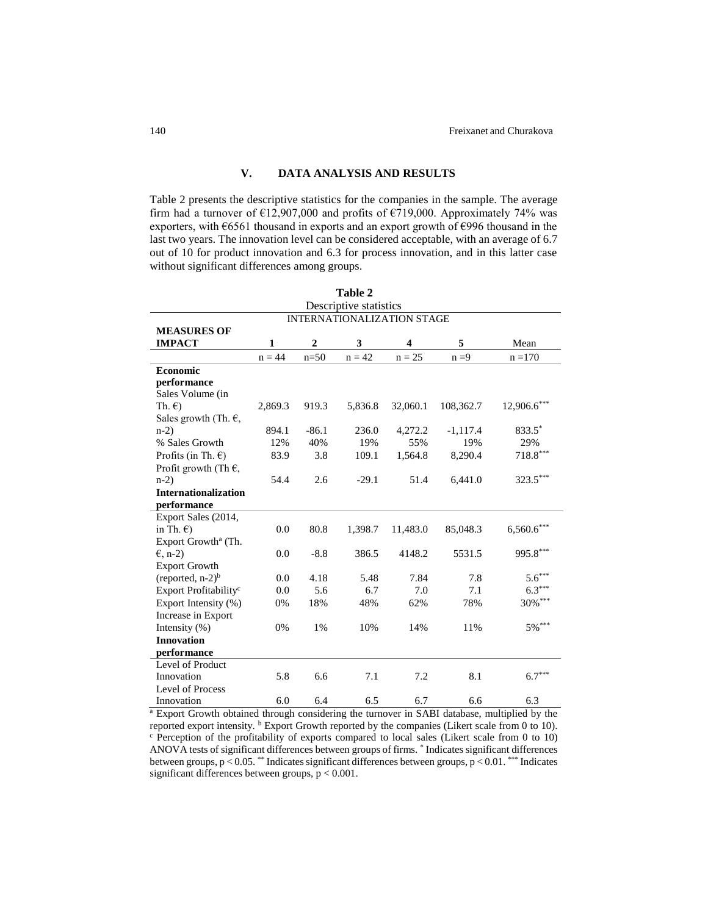## V. DATA ANALYSIS AND RESULTS

Table 2 presents the descriptive statistics for the companies in the sample. The average firm had a turnover of €12,907,000 and profits of €719,000. Approximately 74% was exporters, with €6561 thousand in exports and an export growth of €996 thousand in the last two years. The innovation level can be considered acceptable, with an average of 6.7 out of 10 for product innovation and 6.3 for process innovation, and in this latter case without significant differences among groups.

**Table 2**

Descriptive statistics

| | INTERNATIONALIZATION STAGE | | | | | |
|---|---|---|---|---|---|---|
| **MEASURES OF IMPACT** | **1** | **2** | **3** | **4** | **5** | Mean |
| | n = 44 | n=50 | n = 42 | n = 25 | n =9 | n =170 |
| **Economic performance** | | | | | | |
| Sales Volume (in Th. €) | 2,869.3 | 919.3 | 5,836.8 | 32,060.1 | 108,362.7 | 12,906.6*** |
| Sales growth (Th. €, n-2) | 894.1 | -86.1 | 236.0 | 4,272.2 | -1,117.4 | 833.5* |
| % Sales Growth | 12% | 40% | 19% | 55% | 19% | 29% |
| Profits (in Th. €) | 83.9 | 3.8 | 109.1 | 1,564.8 | 8,290.4 | 718.8*** |
| Profit growth (Th €, n-2) | 54.4 | 2.6 | -29.1 | 51.4 | 6,441.0 | 323.5*** |
| **Internationalization performance** | | | | | | |
| Export Sales (2014, in Th. €) | 0.0 | 80.8 | 1,398.7 | 11,483.0 | 85,048.3 | 6,560.6*** |
| Export Growth[a] (Th. €, n-2) | 0.0 | -8.8 | 386.5 | 4148.2 | 5531.5 | 995.8*** |
| Export Growth (reported, n-2)[b] | 0.0 | 4.18 | 5.48 | 7.84 | 7.8 | 5.6*** |
| Export Profitability[c] | 0.0 | 5.6 | 6.7 | 7.0 | 7.1 | 6.3*** |
| Export Intensity (%) | 0% | 18% | 48% | 62% | 78% | 30%*** |
| Increase in Export Intensity (%) | 0% | 1% | 10% | 14% | 11% | 5%*** |
| **Innovation performance** | | | | | | |
| Level of Product Innovation | 5.8 | 6.6 | 7.1 | 7.2 | 8.1 | 6.7*** |
| Level of Process Innovation | 6.0 | 6.4 | 6.5 | 6.7 | 6.6 | 6.3 |

[a] Export Growth obtained through considering the turnover in SABI database, multiplied by the reported export intensity. [b] Export Growth reported by the companies (Likert scale from 0 to 10). [c] Perception of the profitability of exports compared to local sales (Likert scale from 0 to 10) ANOVA tests of significant differences between groups of firms. * Indicates significant differences between groups, $p < 0.05$. ** Indicates significant differences between groups, $p < 0.01$. *** Indicates significant differences between groups, $p < 0.001$.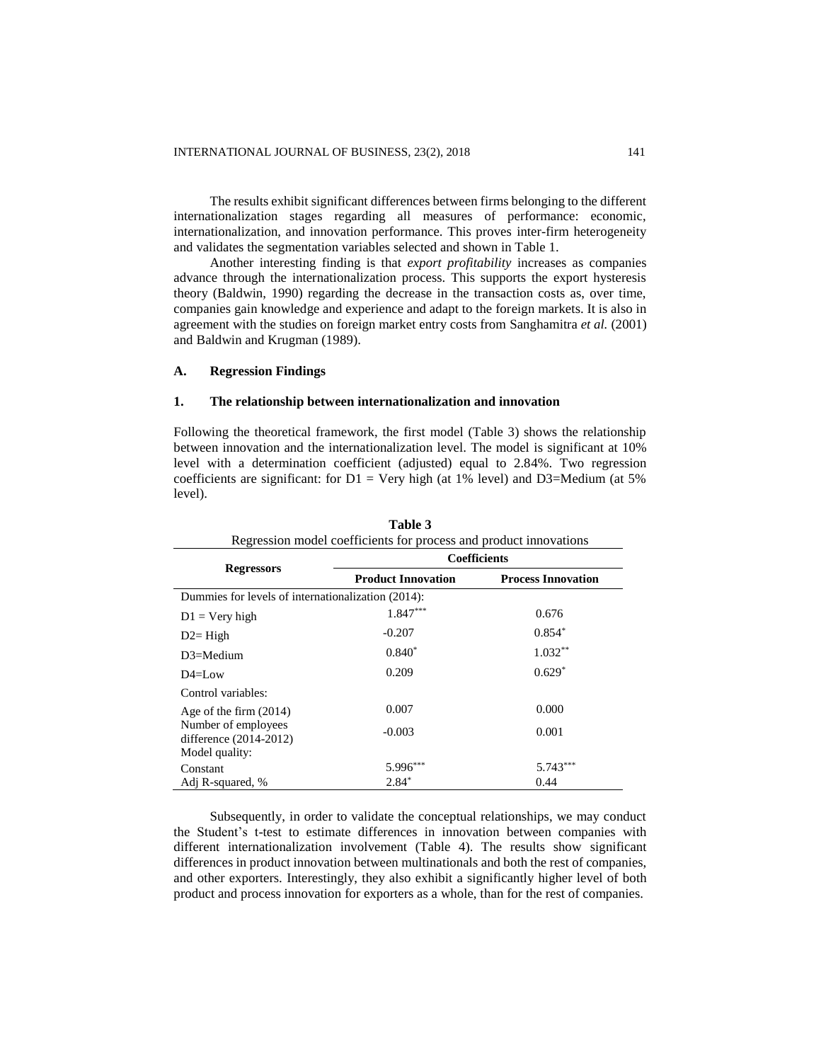The results exhibit significant differences between firms belonging to the different internationalization stages regarding all measures of performance: economic, internationalization, and innovation performance. This proves inter-firm heterogeneity and validates the segmentation variables selected and shown in Table 1.

Another interesting finding is that *export profitability* increases as companies advance through the internationalization process. This supports the export hysteresis theory (Baldwin, 1990) regarding the decrease in the transaction costs as, over time, companies gain knowledge and experience and adapt to the foreign markets. It is also in agreement with the studies on foreign market entry costs from Sanghamitra *et al.* (2001) and Baldwin and Krugman (1989).

### A. Regression Findings

#### 1. The relationship between internationalization and innovation

Following the theoretical framework, the first model (Table 3) shows the relationship between innovation and the internationalization level. The model is significant at 10% level with a determination coefficient (adjusted) equal to 2.84%. Two regression coefficients are significant: for D1 = Very high (at 1% level) and D3=Medium (at 5% level).

**Table 3**
Regression model coefficients for process and product innovations

| Regressors | Coefficients | |
|---|---|---|
| | **Product Innovation** | **Process Innovation** |
| Dummies for levels of internationalization (2014): | | |
| D1 = Very high | 1.847*** | 0.676 |
| D2= High | -0.207 | 0.854* |
| D3=Medium | 0.840* | 1.032** |
| D4=Low | 0.209 | 0.629* |
| Control variables: | | |
| Age of the firm (2014) | 0.007 | 0.000 |
| Number of employees difference (2014-2012) | -0.003 | 0.001 |
| Model quality: | | |
| Constant | 5.996*** | 5.743*** |
| Adj R-squared, % | 2.84* | 0.44 |

Subsequently, in order to validate the conceptual relationships, we may conduct the Student's t-test to estimate differences in innovation between companies with different internationalization involvement (Table 4). The results show significant differences in product innovation between multinationals and both the rest of companies, and other exporters. Interestingly, they also exhibit a significantly higher level of both product and process innovation for exporters as a whole, than for the rest of companies.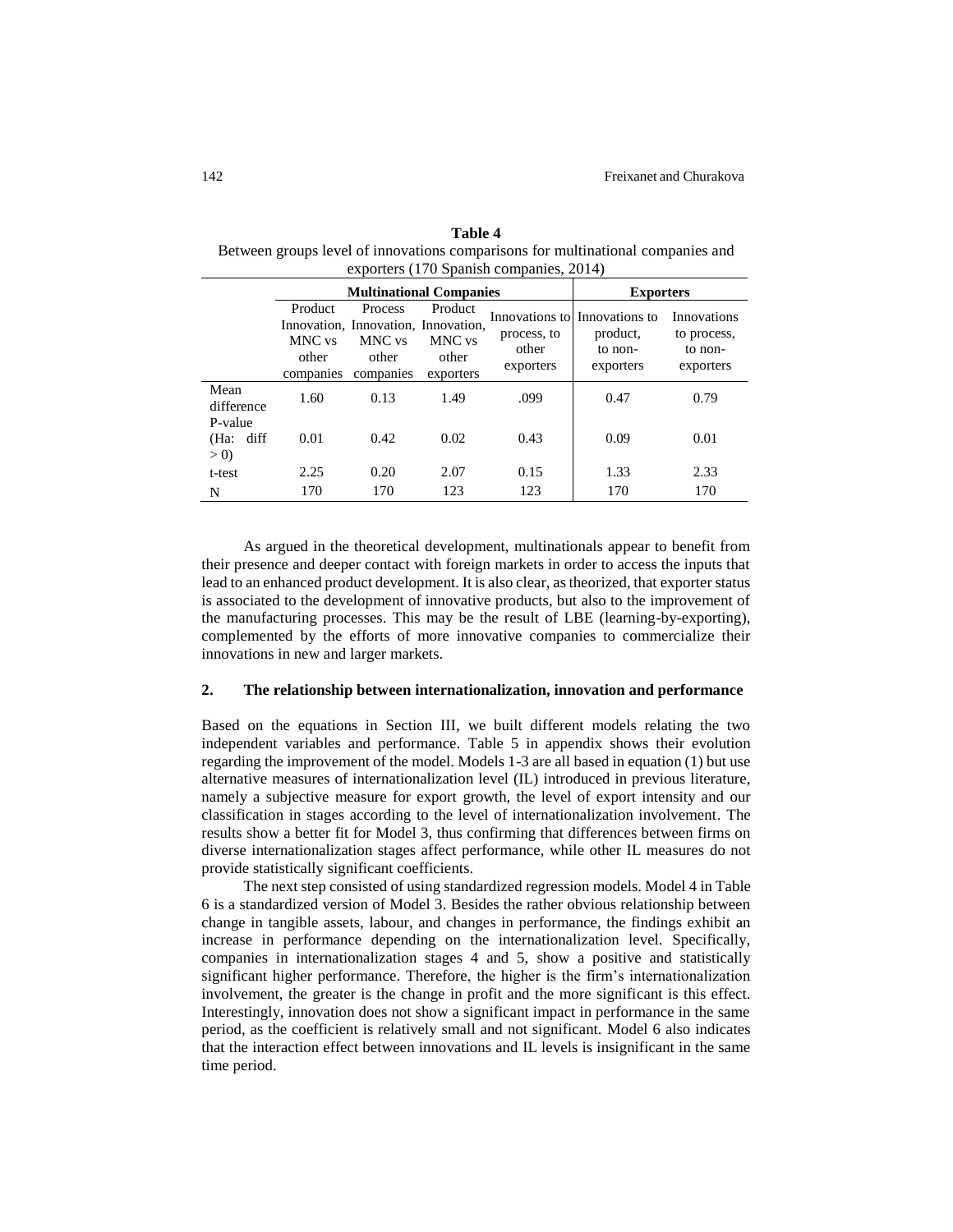**Table 4**

Between groups level of innovations comparisons for multinational companies and exporters (170 Spanish companies, 2014)

| | Multinational Companies | | | | Exporters | |
|---|---|---|---|---|---|---|
| | Product Innovation, MNC vs other companies | Process Innovation, MNC vs other companies | Product Innovation, MNC vs other exporters | Innovations to process, to other exporters | Innovations to product, to non-exporters | Innovations to process, to non-exporters |
| Mean difference | 1.60 | 0.13 | 1.49 | .099 | 0.47 | 0.79 |
| P-value (Ha: diff > 0) | 0.01 | 0.42 | 0.02 | 0.43 | 0.09 | 0.01 |
| t-test | 2.25 | 0.20 | 2.07 | 0.15 | 1.33 | 2.33 |
| N | 170 | 170 | 123 | 123 | 170 | 170 |

As argued in the theoretical development, multinationals appear to benefit from their presence and deeper contact with foreign markets in order to access the inputs that lead to an enhanced product development. It is also clear, as theorized, that exporter status is associated to the development of innovative products, but also to the improvement of the manufacturing processes. This may be the result of LBE (learning-by-exporting), complemented by the efforts of more innovative companies to commercialize their innovations in new and larger markets.

## 2. The relationship between internationalization, innovation and performance

Based on the equations in Section III, we built different models relating the two independent variables and performance. Table 5 in appendix shows their evolution regarding the improvement of the model. Models 1-3 are all based in equation (1) but use alternative measures of internationalization level (IL) introduced in previous literature, namely a subjective measure for export growth, the level of export intensity and our classification in stages according to the level of internationalization involvement. The results show a better fit for Model 3, thus confirming that differences between firms on diverse internationalization stages affect performance, while other IL measures do not provide statistically significant coefficients.

The next step consisted of using standardized regression models. Model 4 in Table 6 is a standardized version of Model 3. Besides the rather obvious relationship between change in tangible assets, labour, and changes in performance, the findings exhibit an increase in performance depending on the internationalization level. Specifically, companies in internationalization stages 4 and 5, show a positive and statistically significant higher performance. Therefore, the higher is the firm's internationalization involvement, the greater is the change in profit and the more significant is this effect. Interestingly, innovation does not show a significant impact in performance in the same period, as the coefficient is relatively small and not significant. Model 6 also indicates that the interaction effect between innovations and IL levels is insignificant in the same time period.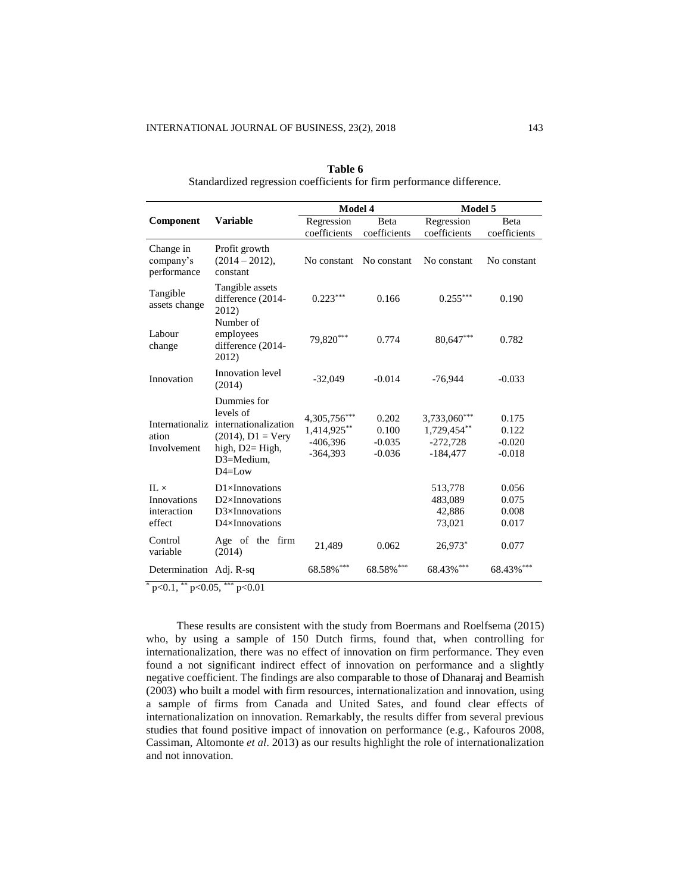**Table 6**
Standardized regression coefficients for firm performance difference.

| Component | Variable | Model 4 | | Model 5 | |
|---|---|---|---|---|---|
| | | Regression coefficients | Beta coefficients | Regression coefficients | Beta coefficients |
| Change in company's performance | Profit growth (2014 – 2012), constant | No constant | No constant | No constant | No constant |
| Tangible assets change | Tangible assets difference (2014-2012) | 0.223*** | 0.166 | 0.255*** | 0.190 |
| Labour change | Number of employees difference (2014-2012) | 79,820*** | 0.774 | 80,647*** | 0.782 |
| Innovation | Innovation level (2014) | -32,049 | -0.014 | -76,944 | -0.033 |
| Internationalization Involvement | Dummies for levels of internationalization (2014), D1 = Very high, D2= High, D3=Medium, D4=Low | 4,305,756***<br>1,414,925**<br>-406,396<br>-364,393 | 0.202<br>0.100<br>-0.035<br>-0.036 | 3,733,060***<br>1,729,454**<br>-272,728<br>-184,477 | 0.175<br>0.122<br>-0.020<br>-0.018 |
| IL × Innovations interaction effect | D1×Innovations<br>D2×Innovations<br>D3×Innovations<br>D4×Innovations | | | 513,778<br>483,089<br>42,886<br>73,021 | 0.056<br>0.075<br>0.008<br>0.017 |
| Control variable | Age of the firm (2014) | 21,489 | 0.062 | 26,973* | 0.077 |
| Determination | Adj. R-sq | 68.58%*** | 68.58%*** | 68.43%*** | 68.43%*** |

* $p<0.1$, ** $p<0.05$, *** $p<0.01$

These results are consistent with the study from Boermans and Roelfsema (2015) who, by using a sample of 150 Dutch firms, found that, when controlling for internationalization, there was no effect of innovation on firm performance. They even found a not significant indirect effect of innovation on performance and a slightly negative coefficient. The findings are also comparable to those of Dhanaraj and Beamish (2003) who built a model with firm resources, internationalization and innovation, using a sample of firms from Canada and United Sates, and found clear effects of internationalization on innovation. Remarkably, the results differ from several previous studies that found positive impact of innovation on performance (e.g., Kafouros 2008, Cassiman, Altomonte *et al*. 2013) as our results highlight the role of internationalization and not innovation.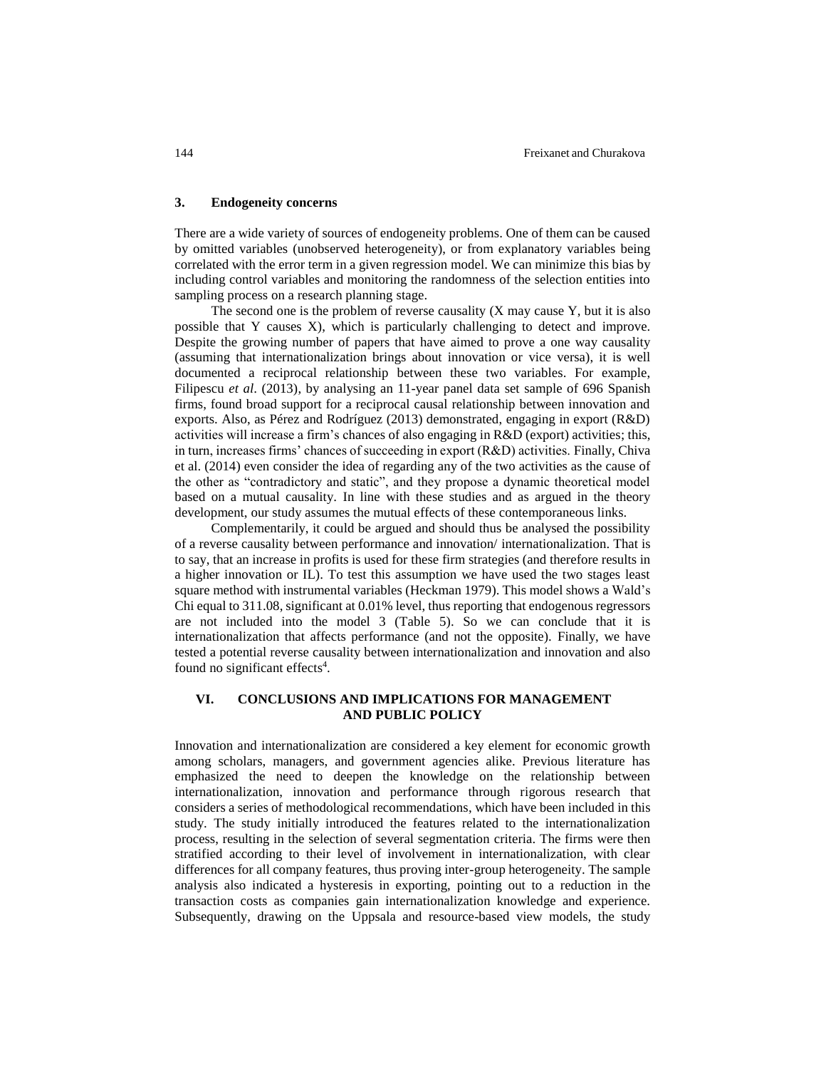### 3. Endogeneity concerns

There are a wide variety of sources of endogeneity problems. One of them can be caused by omitted variables (unobserved heterogeneity), or from explanatory variables being correlated with the error term in a given regression model. We can minimize this bias by including control variables and monitoring the randomness of the selection entities into sampling process on a research planning stage.

The second one is the problem of reverse causality (X may cause Y, but it is also possible that Y causes X), which is particularly challenging to detect and improve. Despite the growing number of papers that have aimed to prove a one way causality (assuming that internationalization brings about innovation or vice versa), it is well documented a reciprocal relationship between these two variables. For example, Filipescu *et al*. (2013), by analysing an 11-year panel data set sample of 696 Spanish firms, found broad support for a reciprocal causal relationship between innovation and exports. Also, as Pérez and Rodríguez (2013) demonstrated, engaging in export (R&D) activities will increase a firm's chances of also engaging in R&D (export) activities; this, in turn, increases firms' chances of succeeding in export (R&D) activities. Finally, Chiva et al. (2014) even consider the idea of regarding any of the two activities as the cause of the other as "contradictory and static", and they propose a dynamic theoretical model based on a mutual causality. In line with these studies and as argued in the theory development, our study assumes the mutual effects of these contemporaneous links.

Complementarily, it could be argued and should thus be analysed the possibility of a reverse causality between performance and innovation/ internationalization. That is to say, that an increase in profits is used for these firm strategies (and therefore results in a higher innovation or IL). To test this assumption we have used the two stages least square method with instrumental variables (Heckman 1979). This model shows a Wald's Chi equal to 311.08, significant at 0.01% level, thus reporting that endogenous regressors are not included into the model 3 (Table 5). So we can conclude that it is internationalization that affects performance (and not the opposite). Finally, we have tested a potential reverse causality between internationalization and innovation and also found no significant effects[4].

## VI. CONCLUSIONS AND IMPLICATIONS FOR MANAGEMENT AND PUBLIC POLICY

Innovation and internationalization are considered a key element for economic growth among scholars, managers, and government agencies alike. Previous literature has emphasized the need to deepen the knowledge on the relationship between internationalization, innovation and performance through rigorous research that considers a series of methodological recommendations, which have been included in this study. The study initially introduced the features related to the internationalization process, resulting in the selection of several segmentation criteria. The firms were then stratified according to their level of involvement in internationalization, with clear differences for all company features, thus proving inter-group heterogeneity. The sample analysis also indicated a hysteresis in exporting, pointing out to a reduction in the transaction costs as companies gain internationalization knowledge and experience. Subsequently, drawing on the Uppsala and resource-based view models, the study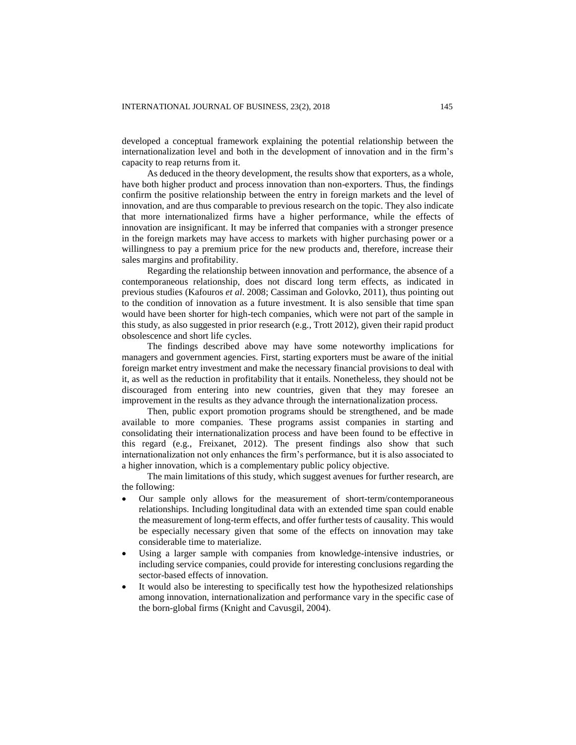developed a conceptual framework explaining the potential relationship between the internationalization level and both in the development of innovation and in the firm's capacity to reap returns from it.

As deduced in the theory development, the results show that exporters, as a whole, have both higher product and process innovation than non-exporters. Thus, the findings confirm the positive relationship between the entry in foreign markets and the level of innovation, and are thus comparable to previous research on the topic. They also indicate that more internationalized firms have a higher performance, while the effects of innovation are insignificant. It may be inferred that companies with a stronger presence in the foreign markets may have access to markets with higher purchasing power or a willingness to pay a premium price for the new products and, therefore, increase their sales margins and profitability.

Regarding the relationship between innovation and performance, the absence of a contemporaneous relationship, does not discard long term effects, as indicated in previous studies (Kafouros *et al*. 2008; Cassiman and Golovko, 2011), thus pointing out to the condition of innovation as a future investment. It is also sensible that time span would have been shorter for high-tech companies, which were not part of the sample in this study, as also suggested in prior research (e.g., Trott 2012), given their rapid product obsolescence and short life cycles.

The findings described above may have some noteworthy implications for managers and government agencies. First, starting exporters must be aware of the initial foreign market entry investment and make the necessary financial provisions to deal with it, as well as the reduction in profitability that it entails. Nonetheless, they should not be discouraged from entering into new countries, given that they may foresee an improvement in the results as they advance through the internationalization process.

Then, public export promotion programs should be strengthened, and be made available to more companies. These programs assist companies in starting and consolidating their internationalization process and have been found to be effective in this regard (e.g., Freixanet, 2012). The present findings also show that such internationalization not only enhances the firm's performance, but it is also associated to a higher innovation, which is a complementary public policy objective.

The main limitations of this study, which suggest avenues for further research, are the following:

- Our sample only allows for the measurement of short-term/contemporaneous relationships. Including longitudinal data with an extended time span could enable the measurement of long-term effects, and offer further tests of causality. This would be especially necessary given that some of the effects on innovation may take considerable time to materialize.
- Using a larger sample with companies from knowledge-intensive industries, or including service companies, could provide for interesting conclusions regarding the sector-based effects of innovation.
- It would also be interesting to specifically test how the hypothesized relationships among innovation, internationalization and performance vary in the specific case of the born-global firms (Knight and Cavusgil, 2004).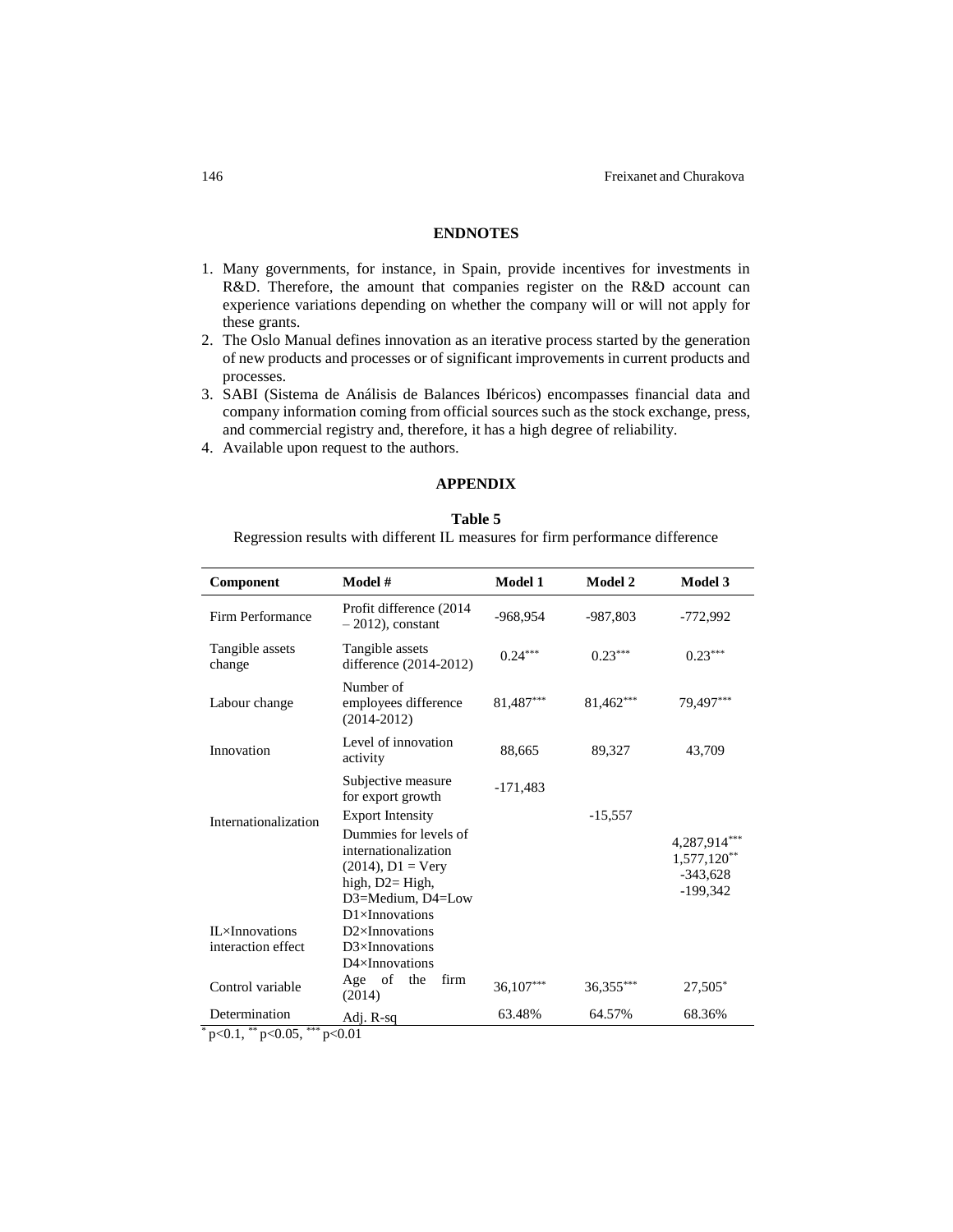## ENDNOTES

1. Many governments, for instance, in Spain, provide incentives for investments in R&D. Therefore, the amount that companies register on the R&D account can experience variations depending on whether the company will or will not apply for these grants.
2. The Oslo Manual defines innovation as an iterative process started by the generation of new products and processes or of significant improvements in current products and processes.
3. SABI (Sistema de Análisis de Balances Ibéricos) encompasses financial data and company information coming from official sources such as the stock exchange, press, and commercial registry and, therefore, it has a high degree of reliability.
4. Available upon request to the authors.

## APPENDIX

**Table 5**

Regression results with different IL measures for firm performance difference

| Component | Model # | Model 1 | Model 2 | Model 3 |
|---|---|---|---|---|
| Firm Performance | Profit difference (2014 – 2012), constant | -968,954 | -987,803 | -772,992 |
| Tangible assets change | Tangible assets difference (2014-2012) | 0.24*** | 0.23*** | 0.23*** |
| Labour change | Number of employees difference (2014-2012) | 81,487*** | 81,462*** | 79,497*** |
| Innovation | Level of innovation activity | 88,665 | 89,327 | 43,709 |
| Internationalization | Subjective measure for export growth | -171,483 | | |
| | Export Intensity | | -15,557 | |
| | Dummies for levels of internationalization (2014), D1 = Very high, D2= High, D3=Medium, D4=Low | | | 4,287,914***<br>1,577,120**<br>-343,628<br>-199,342 |
| IL×Innovations interaction effect | D1×Innovations<br>D2×Innovations<br>D3×Innovations<br>D4×Innovations | | | |
| Control variable | Age of the firm (2014) | 36,107*** | 36,355*** | 27,505* |
| Determination | Adj. R-sq | 63.48% | 64.57% | 68.36% |

* $p<0.1$, ** $p<0.05$, *** $p<0.01$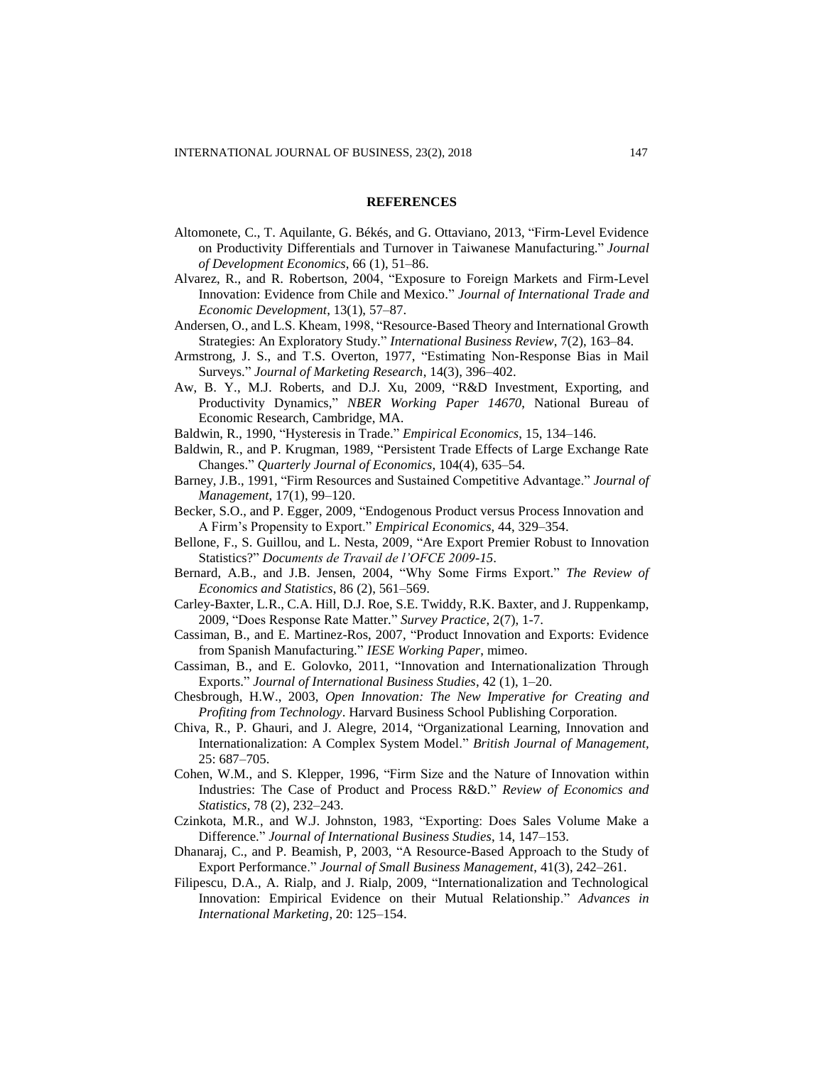## REFERENCES

Altomonete, C., T. Aquilante, G. Békés, and G. Ottaviano, 2013, "Firm-Level Evidence on Productivity Differentials and Turnover in Taiwanese Manufacturing." *Journal of Development Economics*, 66 (1), 51–86.

Alvarez, R., and R. Robertson, 2004, "Exposure to Foreign Markets and Firm-Level Innovation: Evidence from Chile and Mexico." *Journal of International Trade and Economic Development*, 13(1), 57–87.

Andersen, O., and L.S. Kheam, 1998, "Resource-Based Theory and International Growth Strategies: An Exploratory Study." *International Business Review*, 7(2), 163–84.

Armstrong, J. S., and T.S. Overton, 1977, "Estimating Non-Response Bias in Mail Surveys." *Journal of Marketing Research*, 14(3), 396–402.

Aw, B. Y., M.J. Roberts, and D.J. Xu, 2009, "R&D Investment, Exporting, and Productivity Dynamics," *NBER Working Paper 14670*, National Bureau of Economic Research, Cambridge, MA.

Baldwin, R., 1990, "Hysteresis in Trade." *Empirical Economics*, 15, 134–146.

Baldwin, R., and P. Krugman, 1989, "Persistent Trade Effects of Large Exchange Rate Changes." *Quarterly Journal of Economics*, 104(4), 635–54.

Barney, J.B., 1991, "Firm Resources and Sustained Competitive Advantage." *Journal of Management*, 17(1), 99–120.

Becker, S.O., and P. Egger, 2009, "Endogenous Product versus Process Innovation and A Firm's Propensity to Export." *Empirical Economics*, 44, 329–354.

Bellone, F., S. Guillou, and L. Nesta, 2009, "Are Export Premier Robust to Innovation Statistics?" *Documents de Travail de l'OFCE 2009-15*.

Bernard, A.B., and J.B. Jensen, 2004, "Why Some Firms Export." *The Review of Economics and Statistics*, 86 (2), 561–569.

Carley-Baxter, L.R., C.A. Hill, D.J. Roe, S.E. Twiddy, R.K. Baxter, and J. Ruppenkamp, 2009, "Does Response Rate Matter." *Survey Practice*, 2(7), 1-7.

Cassiman, B., and E. Martinez-Ros, 2007, "Product Innovation and Exports: Evidence from Spanish Manufacturing." *IESE Working Paper*, mimeo.

Cassiman, B., and E. Golovko, 2011, "Innovation and Internationalization Through Exports." *Journal of International Business Studies*, 42 (1), 1–20.

Chesbrough, H.W., 2003, *Open Innovation: The New Imperative for Creating and Profiting from Technology*. Harvard Business School Publishing Corporation.

Chiva, R., P. Ghauri, and J. Alegre, 2014, "Organizational Learning, Innovation and Internationalization: A Complex System Model." *British Journal of Management*, 25: 687–705.

Cohen, W.M., and S. Klepper, 1996, "Firm Size and the Nature of Innovation within Industries: The Case of Product and Process R&D." *Review of Economics and Statistics*, 78 (2), 232–243.

Czinkota, M.R., and W.J. Johnston, 1983, "Exporting: Does Sales Volume Make a Difference." *Journal of International Business Studies*, 14, 147–153.

Dhanaraj, C., and P. Beamish, P, 2003, "A Resource-Based Approach to the Study of Export Performance." *Journal of Small Business Management*, 41(3), 242–261.

Filipescu, D.A., A. Rialp, and J. Rialp, 2009, "Internationalization and Technological Innovation: Empirical Evidence on their Mutual Relationship." *Advances in International Marketing*, 20: 125–154.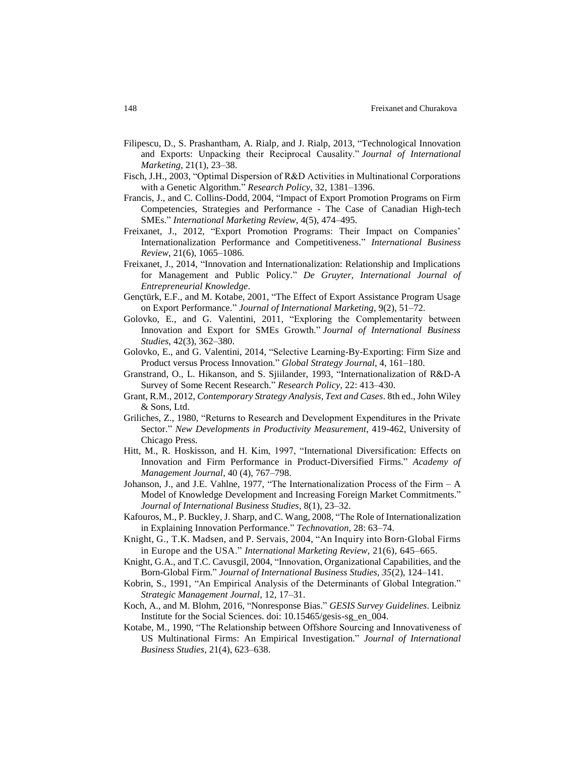Filipescu, D., S. Prashantham, A. Rialp, and J. Rialp, 2013, "Technological Innovation and Exports: Unpacking their Reciprocal Causality." *Journal of International Marketing*, 21(1), 23–38.

Fisch, J.H., 2003, "Optimal Dispersion of R&D Activities in Multinational Corporations with a Genetic Algorithm." *Research Policy*, 32, 1381–1396.

Francis, J., and C. Collins-Dodd, 2004, "Impact of Export Promotion Programs on Firm Competencies, Strategies and Performance - The Case of Canadian High-tech SMEs." *International Marketing Review*, 4(5), 474–495.

Freixanet, J., 2012, "Export Promotion Programs: Their Impact on Companies' Internationalization Performance and Competitiveness." *International Business Review*, 21(6), 1065–1086.

Freixanet, J., 2014, "Innovation and Internationalization: Relationship and Implications for Management and Public Policy." *De Gruyter, International Journal of Entrepreneurial Knowledge*.

Gençtürk, E.F., and M. Kotabe, 2001, "The Effect of Export Assistance Program Usage on Export Performance." *Journal of International Marketing*, 9(2), 51–72.

Golovko, E., and G. Valentini, 2011, "Exploring the Complementarity between Innovation and Export for SMEs Growth." *Journal of International Business Studies*, 42(3), 362–380.

Golovko, E., and G. Valentini, 2014, "Selective Learning-By-Exporting: Firm Size and Product versus Process Innovation." *Global Strategy Journal*, 4, 161–180.

Granstrand, O., L. Hikanson, and S. Sjiilander, 1993, "Internationalization of R&D-A Survey of Some Recent Research." *Research Policy*, 22: 413–430.

Grant, R.M., 2012, *Contemporary Strategy Analysis, Text and Cases*. 8th ed., John Wiley & Sons, Ltd.

Griliches, Z., 1980, "Returns to Research and Development Expenditures in the Private Sector." *New Developments in Productivity Measurement*, 419-462, University of Chicago Press.

Hitt, M., R. Hoskisson, and H. Kim, 1997, "International Diversification: Effects on Innovation and Firm Performance in Product-Diversified Firms." *Academy of Management Journal*, 40 (4), 767–798.

Johanson, J., and J.E. Vahlne, 1977, "The Internationalization Process of the Firm – A Model of Knowledge Development and Increasing Foreign Market Commitments." *Journal of International Business Studies*, 8(1), 23–32.

Kafouros, M., P. Buckley, J. Sharp, and C. Wang, 2008, "The Role of Internationalization in Explaining Innovation Performance." *Technovation*, 28: 63–74.

Knight, G., T.K. Madsen, and P. Servais, 2004, "An Inquiry into Born-Global Firms in Europe and the USA." *International Marketing Review*, 21(6), 645–665.

Knight, G.A., and T.C. Cavusgil, 2004, "Innovation, Organizational Capabilities, and the Born-Global Firm." *Journal of International Business Studies, 35*(2), 124–141.

Kobrin, S., 1991, "An Empirical Analysis of the Determinants of Global Integration." *Strategic Management Journal*, 12, 17–31.

Koch, A., and M. Blohm, 2016, "Nonresponse Bias." *GESIS Survey Guidelines*. Leibniz Institute for the Social Sciences. doi: 10.15465/gesis-sg_en_004.

Kotabe, M., 1990, "The Relationship between Offshore Sourcing and Innovativeness of US Multinational Firms: An Empirical Investigation." *Journal of International Business Studies*, 21(4), 623–638.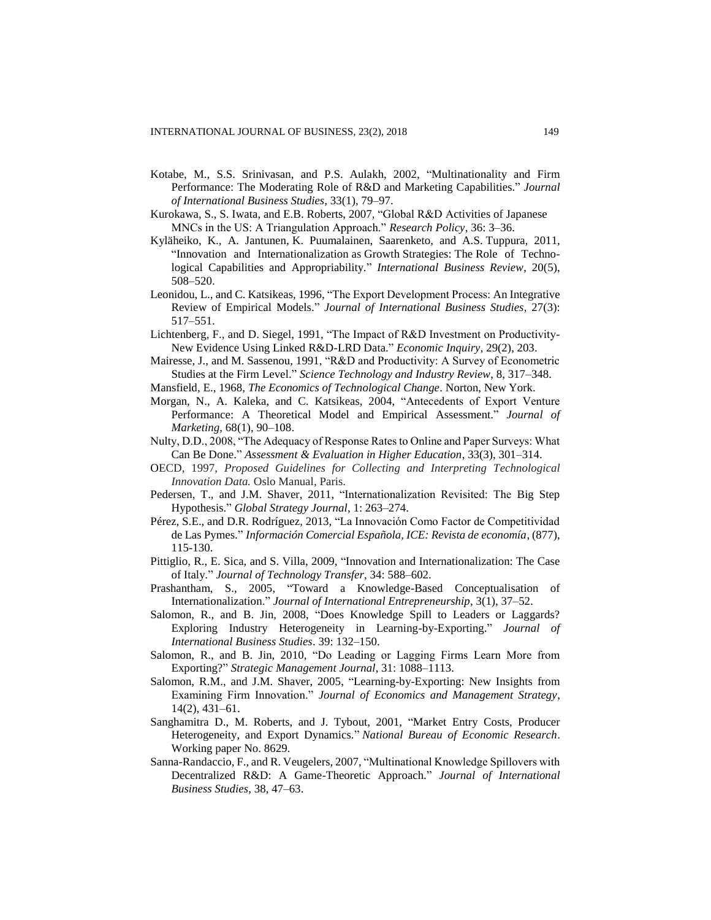Kotabe, M., S.S. Srinivasan, and P.S. Aulakh, 2002, "Multinationality and Firm Performance: The Moderating Role of R&D and Marketing Capabilities." *Journal of International Business Studies*, 33(1), 79–97.

Kurokawa, S., S. Iwata, and E.B. Roberts, 2007, "Global R&D Activities of Japanese MNCs in the US: A Triangulation Approach." *Research Policy*, 36: 3–36.

Kyläheiko, K., A. Jantunen, K. Puumalainen, Saarenketo, and A.S. Tuppura, 2011, "Innovation and Internationalization as Growth Strategies: The Role of Technological Capabilities and Appropriability." *International Business Review*, 20(5), 508–520.

Leonidou, L., and C. Katsikeas, 1996, "The Export Development Process: An Integrative Review of Empirical Models." *Journal of International Business Studies*, 27(3): 517–551.

Lichtenberg, F., and D. Siegel, 1991, "The Impact of R&D Investment on Productivity-New Evidence Using Linked R&D-LRD Data." *Economic Inquiry*, 29(2), 203.

Mairesse, J., and M. Sassenou, 1991, "R&D and Productivity: A Survey of Econometric Studies at the Firm Level." *Science Technology and Industry Review*, 8, 317–348.

Mansfield, E., 1968, *The Economics of Technological Change*. Norton, New York.

Morgan, N., A. Kaleka, and C. Katsikeas, 2004, "Antecedents of Export Venture Performance: A Theoretical Model and Empirical Assessment." *Journal of Marketing*, 68(1), 90–108.

Nulty, D.D., 2008, "The Adequacy of Response Rates to Online and Paper Surveys: What Can Be Done." *Assessment & Evaluation in Higher Education*, 33(3), 301–314.

OECD, 1997, *Proposed Guidelines for Collecting and Interpreting Technological Innovation Data.* Oslo Manual, Paris.

Pedersen, T., and J.M. Shaver, 2011, "Internationalization Revisited: The Big Step Hypothesis." *Global Strategy Journal*, 1: 263–274.

Pérez, S.E., and D.R. Rodríguez, 2013, "La Innovación Como Factor de Competitividad de Las Pymes." *Información Comercial Española, ICE: Revista de economía*, (877), 115-130.

Pittiglio, R., E. Sica, and S. Villa, 2009, "Innovation and Internationalization: The Case of Italy." *Journal of Technology Transfer*, 34: 588–602.

Prashantham, S., 2005, "Toward a Knowledge-Based Conceptualisation of Internationalization." *Journal of International Entrepreneurship*, 3(1), 37–52.

Salomon, R., and B. Jin, 2008, "Does Knowledge Spill to Leaders or Laggards? Exploring Industry Heterogeneity in Learning-by-Exporting." *Journal of International Business Studies*. 39: 132–150.

Salomon, R., and B. Jin, 2010, "Do Leading or Lagging Firms Learn More from Exporting?" *Strategic Management Journal*, 31: 1088–1113.

Salomon, R.M., and J.M. Shaver, 2005, "Learning-by-Exporting: New Insights from Examining Firm Innovation." *Journal of Economics and Management Strategy*, 14(2), 431–61.

Sanghamitra D., M. Roberts, and J. Tybout, 2001, "Market Entry Costs, Producer Heterogeneity, and Export Dynamics." *National Bureau of Economic Research*. Working paper No. 8629.

Sanna-Randaccio, F., and R. Veugelers, 2007, "Multinational Knowledge Spillovers with Decentralized R&D: A Game-Theoretic Approach." *Journal of International Business Studies*, 38, 47–63.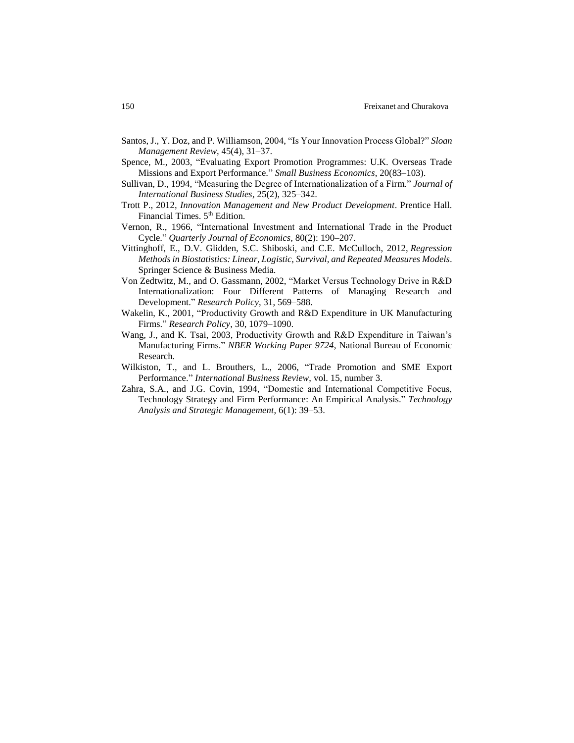Santos, J., Y. Doz, and P. Williamson, 2004, "Is Your Innovation Process Global?" *Sloan Management Review*, 45(4), 31–37.

Spence, M., 2003, "Evaluating Export Promotion Programmes: U.K. Overseas Trade Missions and Export Performance." *Small Business Economics*, 20(83–103).

Sullivan, D., 1994, "Measuring the Degree of Internationalization of a Firm." *Journal of International Business Studies*, 25(2), 325–342.

Trott P., 2012, *Innovation Management and New Product Development*. Prentice Hall. Financial Times. 5th Edition.

Vernon, R., 1966, "International Investment and International Trade in the Product Cycle." *Quarterly Journal of Economics*, 80(2): 190–207.

Vittinghoff, E., D.V. Glidden, S.C. Shiboski, and C.E. McCulloch, 2012, *Regression Methods in Biostatistics: Linear, Logistic, Survival, and Repeated Measures Models*. Springer Science & Business Media.

Von Zedtwitz, M., and O. Gassmann, 2002, "Market Versus Technology Drive in R&D Internationalization: Four Different Patterns of Managing Research and Development." *Research Policy*, 31, 569–588.

Wakelin, K., 2001, "Productivity Growth and R&D Expenditure in UK Manufacturing Firms." *Research Policy*, 30, 1079–1090.

Wang, J., and K. Tsai, 2003, Productivity Growth and R&D Expenditure in Taiwan's Manufacturing Firms." *NBER Working Paper 9724*, National Bureau of Economic Research.

Wilkiston, T., and L. Brouthers, L., 2006, "Trade Promotion and SME Export Performance." *International Business Review*, vol. 15, number 3.

Zahra, S.A., and J.G. Covin, 1994, "Domestic and International Competitive Focus, Technology Strategy and Firm Performance: An Empirical Analysis." *Technology Analysis and Strategic Management*, 6(1): 39–53.